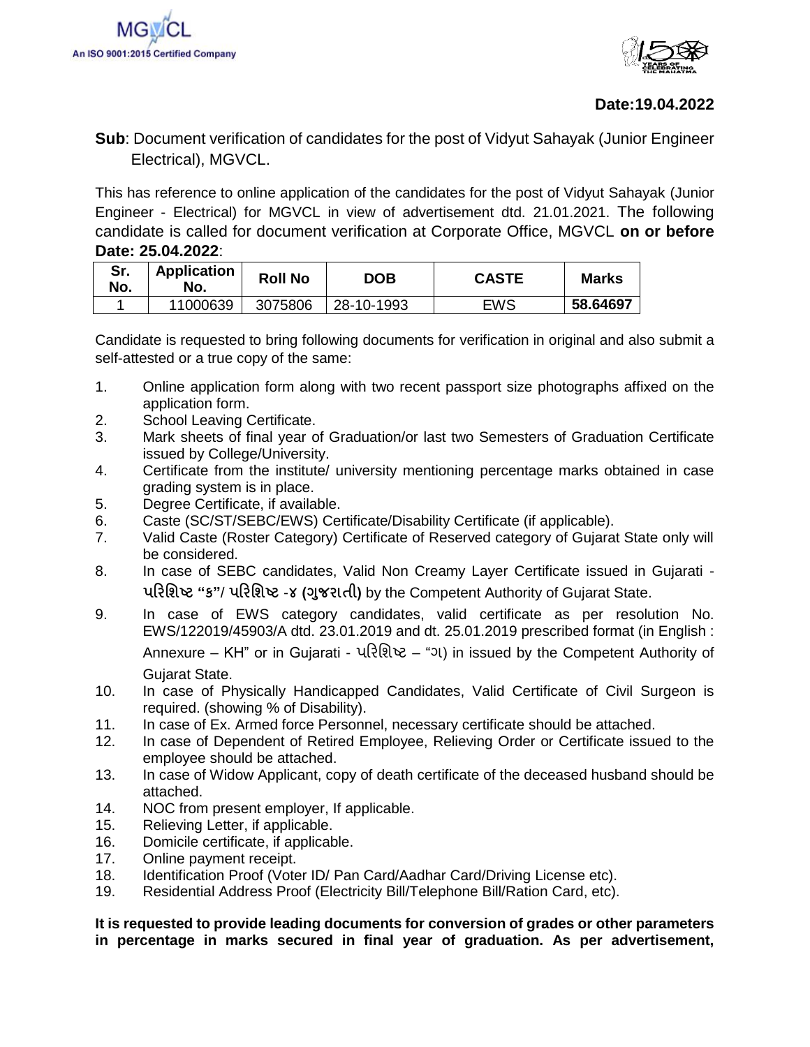MGVCL
An ISO 9001:2015 Certified Company

**Date:19.04.2022**

**Sub**: Document verification of candidates for the post of Vidyut Sahayak (Junior Engineer Electrical), MGVCL.

This has reference to online application of the candidates for the post of Vidyut Sahayak (Junior Engineer - Electrical) for MGVCL in view of advertisement dtd. 21.01.2021. The following candidate is called for document verification at Corporate Office, MGVCL **on or before Date: 25.04.2022**:

| Sr. No. | Application No. | Roll No | DOB | CASTE | Marks |
|---|---|---|---|---|---|
| 1 | 11000639 | 3075806 | 28-10-1993 | EWS | **58.64697** |

Candidate is requested to bring following documents for verification in original and also submit a self-attested or a true copy of the same:

1. Online application form along with two recent passport size photographs affixed on the application form.
2. School Leaving Certificate.
3. Mark sheets of final year of Graduation/or last two Semesters of Graduation Certificate issued by College/University.
4. Certificate from the institute/ university mentioning percentage marks obtained in case grading system is in place.
5. Degree Certificate, if available.
6. Caste (SC/ST/SEBC/EWS) Certificate/Disability Certificate (if applicable).
7. Valid Caste (Roster Category) Certificate of Reserved category of Gujarat State only will be considered.
8. In case of SEBC candidates, Valid Non Creamy Layer Certificate issued in Gujarati - **પરિશિષ્ટ "ક"/ પરિશિષ્ટ -૪ (ગુજરાતી)** by the Competent Authority of Gujarat State.
9. In case of EWS category candidates, valid certificate as per resolution No. EWS/122019/45903/A dtd. 23.01.2019 and dt. 25.01.2019 prescribed format (in English : Annexure – KH" or in Gujarati - પરિશિષ્ટ – "ગ) in issued by the Competent Authority of Gujarat State.
10. In case of Physically Handicapped Candidates, Valid Certificate of Civil Surgeon is required. (showing % of Disability).
11. In case of Ex. Armed force Personnel, necessary certificate should be attached.
12. In case of Dependent of Retired Employee, Relieving Order or Certificate issued to the employee should be attached.
13. In case of Widow Applicant, copy of death certificate of the deceased husband should be attached.
14. NOC from present employer, If applicable.
15. Relieving Letter, if applicable.
16. Domicile certificate, if applicable.
17. Online payment receipt.
18. Identification Proof (Voter ID/ Pan Card/Aadhar Card/Driving License etc).
19. Residential Address Proof (Electricity Bill/Telephone Bill/Ration Card, etc).

**It is requested to provide leading documents for conversion of grades or other parameters in percentage in marks secured in final year of graduation. As per advertisement,**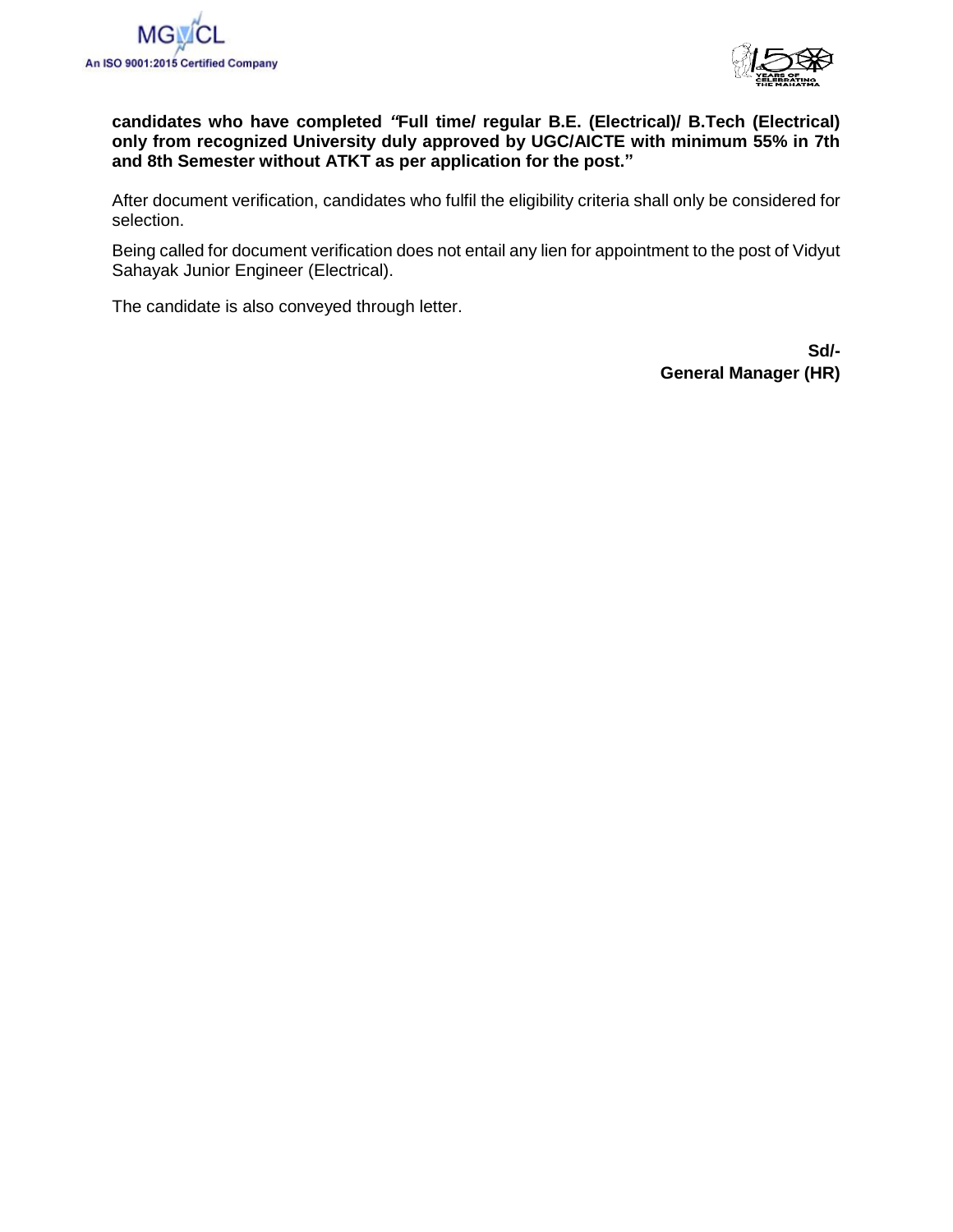**candidates who have completed *"*Full time/ regular B.E. (Electrical)/ B.Tech (Electrical) only from recognized University duly approved by UGC/AICTE with minimum 55% in 7th and 8th Semester without ATKT as per application for the post."**

After document verification, candidates who fulfil the eligibility criteria shall only be considered for selection.

Being called for document verification does not entail any lien for appointment to the post of Vidyut Sahayak Junior Engineer (Electrical).

The candidate is also conveyed through letter.

**Sd/-**
**General Manager (HR)**